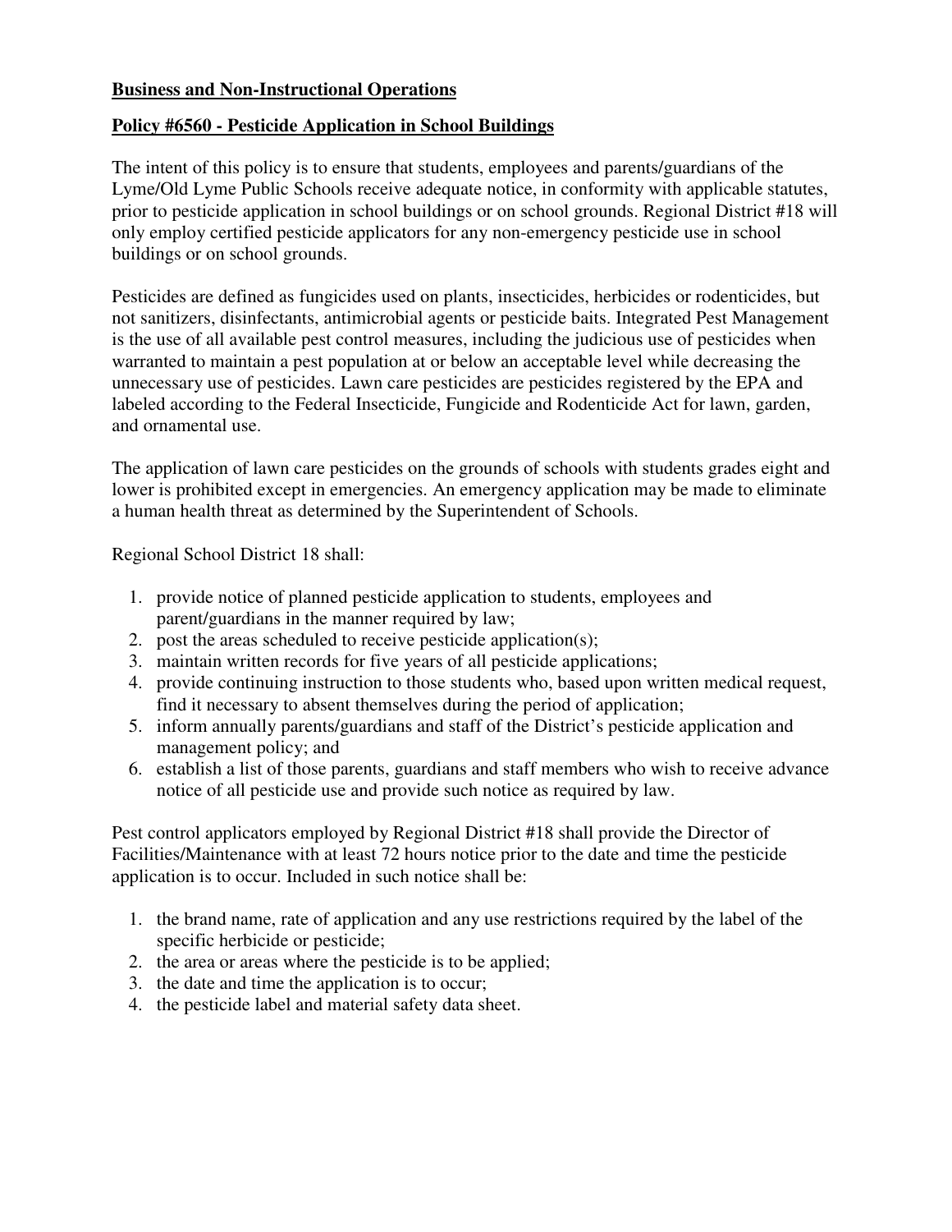**Business and Non-Instructional Operations**

**Policy #6560 - Pesticide Application in School Buildings**

The intent of this policy is to ensure that students, employees and parents/guardians of the Lyme/Old Lyme Public Schools receive adequate notice, in conformity with applicable statutes, prior to pesticide application in school buildings or on school grounds. Regional District #18 will only employ certified pesticide applicators for any non-emergency pesticide use in school buildings or on school grounds.

Pesticides are defined as fungicides used on plants, insecticides, herbicides or rodenticides, but not sanitizers, disinfectants, antimicrobial agents or pesticide baits. Integrated Pest Management is the use of all available pest control measures, including the judicious use of pesticides when warranted to maintain a pest population at or below an acceptable level while decreasing the unnecessary use of pesticides. Lawn care pesticides are pesticides registered by the EPA and labeled according to the Federal Insecticide, Fungicide and Rodenticide Act for lawn, garden, and ornamental use.

The application of lawn care pesticides on the grounds of schools with students grades eight and lower is prohibited except in emergencies. An emergency application may be made to eliminate a human health threat as determined by the Superintendent of Schools.

Regional School District 18 shall:

1. provide notice of planned pesticide application to students, employees and parent/guardians in the manner required by law;
2. post the areas scheduled to receive pesticide application(s);
3. maintain written records for five years of all pesticide applications;
4. provide continuing instruction to those students who, based upon written medical request, find it necessary to absent themselves during the period of application;
5. inform annually parents/guardians and staff of the District's pesticide application and management policy; and
6. establish a list of those parents, guardians and staff members who wish to receive advance notice of all pesticide use and provide such notice as required by law.

Pest control applicators employed by Regional District #18 shall provide the Director of Facilities/Maintenance with at least 72 hours notice prior to the date and time the pesticide application is to occur. Included in such notice shall be:

1. the brand name, rate of application and any use restrictions required by the label of the specific herbicide or pesticide;
2. the area or areas where the pesticide is to be applied;
3. the date and time the application is to occur;
4. the pesticide label and material safety data sheet.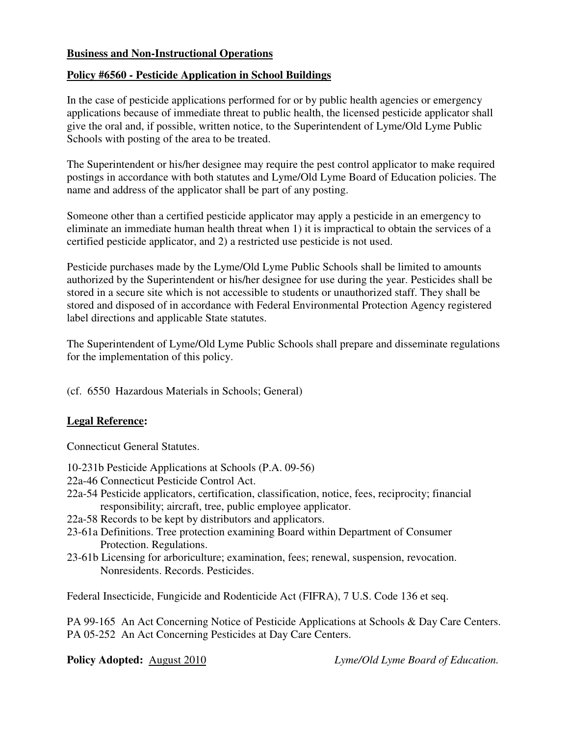**Business and Non-Instructional Operations**

**Policy #6560 - Pesticide Application in School Buildings**

In the case of pesticide applications performed for or by public health agencies or emergency applications because of immediate threat to public health, the licensed pesticide applicator shall give the oral and, if possible, written notice, to the Superintendent of Lyme/Old Lyme Public Schools with posting of the area to be treated.

The Superintendent or his/her designee may require the pest control applicator to make required postings in accordance with both statutes and Lyme/Old Lyme Board of Education policies. The name and address of the applicator shall be part of any posting.

Someone other than a certified pesticide applicator may apply a pesticide in an emergency to eliminate an immediate human health threat when 1) it is impractical to obtain the services of a certified pesticide applicator, and 2) a restricted use pesticide is not used.

Pesticide purchases made by the Lyme/Old Lyme Public Schools shall be limited to amounts authorized by the Superintendent or his/her designee for use during the year. Pesticides shall be stored in a secure site which is not accessible to students or unauthorized staff. They shall be stored and disposed of in accordance with Federal Environmental Protection Agency registered label directions and applicable State statutes.

The Superintendent of Lyme/Old Lyme Public Schools shall prepare and disseminate regulations for the implementation of this policy.

(cf. 6550 Hazardous Materials in Schools; General)

**Legal Reference:**

Connecticut General Statutes.

10-231b Pesticide Applications at Schools (P.A. 09-56)
22a-46 Connecticut Pesticide Control Act.
22a-54 Pesticide applicators, certification, classification, notice, fees, reciprocity; financial responsibility; aircraft, tree, public employee applicator.
22a-58 Records to be kept by distributors and applicators.
23-61a Definitions. Tree protection examining Board within Department of Consumer Protection. Regulations.
23-61b Licensing for arboriculture; examination, fees; renewal, suspension, revocation. Nonresidents. Records. Pesticides.

Federal Insecticide, Fungicide and Rodenticide Act (FIFRA), 7 U.S. Code 136 et seq.

PA 99-165 An Act Concerning Notice of Pesticide Applications at Schools & Day Care Centers.
PA 05-252 An Act Concerning Pesticides at Day Care Centers.

**Policy Adopted:** August 2010 *Lyme/Old Lyme Board of Education.*